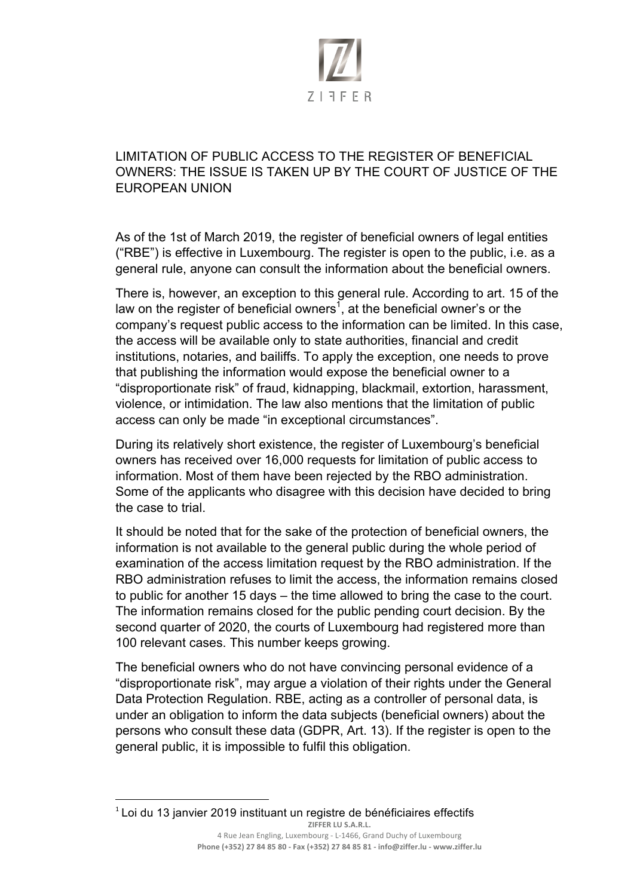# LIMITATION OF PUBLIC ACCESS TO THE REGISTER OF BENEFICIAL OWNERS: THE ISSUE IS TAKEN UP BY THE COURT OF JUSTICE OF THE EUROPEAN UNION

As of the 1st of March 2019, the register of beneficial owners of legal entities ("RBE") is effective in Luxembourg. The register is open to the public, i.e. as a general rule, anyone can consult the information about the beneficial owners.

There is, however, an exception to this general rule. According to art. 15 of the law on the register of beneficial owners[1], at the beneficial owner's or the company's request public access to the information can be limited. In this case, the access will be available only to state authorities, financial and credit institutions, notaries, and bailiffs. To apply the exception, one needs to prove that publishing the information would expose the beneficial owner to a "disproportionate risk" of fraud, kidnapping, blackmail, extortion, harassment, violence, or intimidation. The law also mentions that the limitation of public access can only be made "in exceptional circumstances".

During its relatively short existence, the register of Luxembourg's beneficial owners has received over 16,000 requests for limitation of public access to information. Most of them have been rejected by the RBO administration. Some of the applicants who disagree with this decision have decided to bring the case to trial.

It should be noted that for the sake of the protection of beneficial owners, the information is not available to the general public during the whole period of examination of the access limitation request by the RBO administration. If the RBO administration refuses to limit the access, the information remains closed to public for another 15 days – the time allowed to bring the case to the court. The information remains closed for the public pending court decision. By the second quarter of 2020, the courts of Luxembourg had registered more than 100 relevant cases. This number keeps growing.

The beneficial owners who do not have convincing personal evidence of a "disproportionate risk", may argue a violation of their rights under the General Data Protection Regulation. RBE, acting as a controller of personal data, is under an obligation to inform the data subjects (beneficial owners) about the persons who consult these data (GDPR, Art. 13). If the register is open to the general public, it is impossible to fulfil this obligation.

[1] Loi du 13 janvier 2019 instituant un registre de bénéficiaires effectifs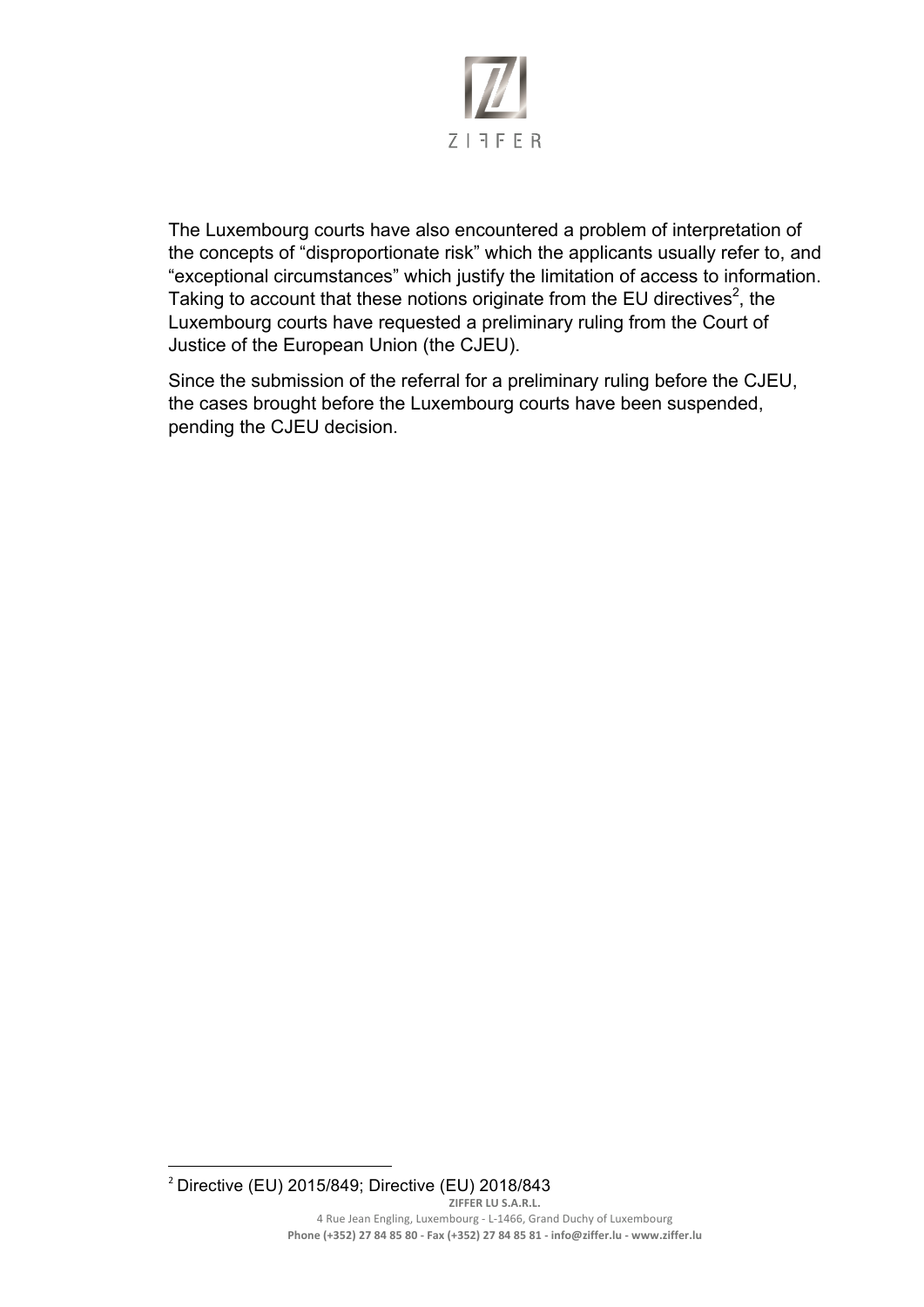The Luxembourg courts have also encountered a problem of interpretation of the concepts of "disproportionate risk" which the applicants usually refer to, and "exceptional circumstances" which justify the limitation of access to information. Taking to account that these notions originate from the EU directives[2], the Luxembourg courts have requested a preliminary ruling from the Court of Justice of the European Union (the CJEU).

Since the submission of the referral for a preliminary ruling before the CJEU, the cases brought before the Luxembourg courts have been suspended, pending the CJEU decision.

[2] Directive (EU) 2015/849; Directive (EU) 2018/843